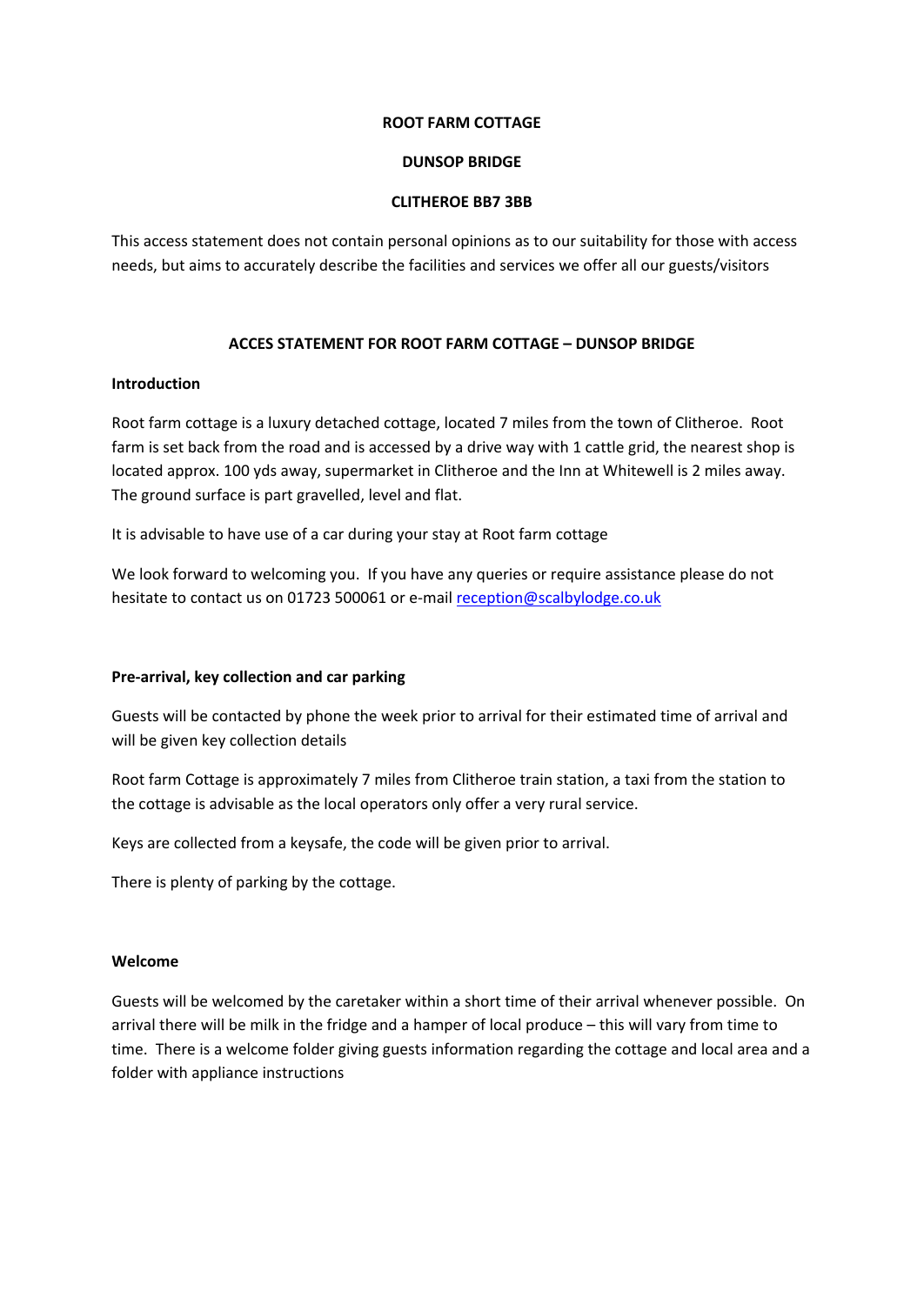**ROOT FARM COTTAGE**

**DUNSOP BRIDGE**

**CLITHEROE BB7 3BB**

This access statement does not contain personal opinions as to our suitability for those with access needs, but aims to accurately describe the facilities and services we offer all our guests/visitors

## ACCES STATEMENT FOR ROOT FARM COTTAGE – DUNSOP BRIDGE

### Introduction

Root farm cottage is a luxury detached cottage, located 7 miles from the town of Clitheroe. Root farm is set back from the road and is accessed by a drive way with 1 cattle grid, the nearest shop is located approx. 100 yds away, supermarket in Clitheroe and the Inn at Whitewell is 2 miles away. The ground surface is part gravelled, level and flat.

It is advisable to have use of a car during your stay at Root farm cottage

We look forward to welcoming you. If you have any queries or require assistance please do not hesitate to contact us on 01723 500061 or e-mail reception@scalbylodge.co.uk

### Pre-arrival, key collection and car parking

Guests will be contacted by phone the week prior to arrival for their estimated time of arrival and will be given key collection details

Root farm Cottage is approximately 7 miles from Clitheroe train station, a taxi from the station to the cottage is advisable as the local operators only offer a very rural service.

Keys are collected from a keysafe, the code will be given prior to arrival.

There is plenty of parking by the cottage.

### Welcome

Guests will be welcomed by the caretaker within a short time of their arrival whenever possible. On arrival there will be milk in the fridge and a hamper of local produce – this will vary from time to time. There is a welcome folder giving guests information regarding the cottage and local area and a folder with appliance instructions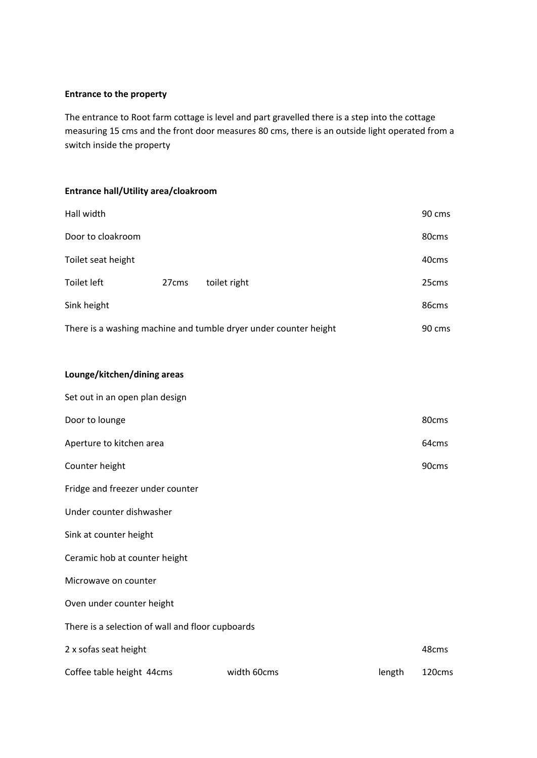**Entrance to the property**

The entrance to Root farm cottage is level and part gravelled there is a step into the cottage measuring 15 cms and the front door measures 80 cms, there is an outside light operated from a switch inside the property

**Entrance hall/Utility area/cloakroom**

| | | | |
|---|---|---|---|
| Hall width | | | 90 cms |
| Door to cloakroom | | | 80cms |
| Toilet seat height | | | 40cms |
| Toilet left | 27cms | toilet right | 25cms |
| Sink height | | | 86cms |
| There is a washing machine and tumble dryer under counter height | | | 90 cms |

**Lounge/kitchen/dining areas**

Set out in an open plan design

| | | | |
|---|---|---|---|
| Door to lounge | | | 80cms |
| Aperture to kitchen area | | | 64cms |
| Counter height | | | 90cms |
| Fridge and freezer under counter | | | |
| Under counter dishwasher | | | |
| Sink at counter height | | | |
| Ceramic hob at counter height | | | |
| Microwave on counter | | | |
| Oven under counter height | | | |
| There is a selection of wall and floor cupboards | | | |
| 2 x sofas seat height | | | 48cms |
| Coffee table height 44cms | width 60cms | length | 120cms |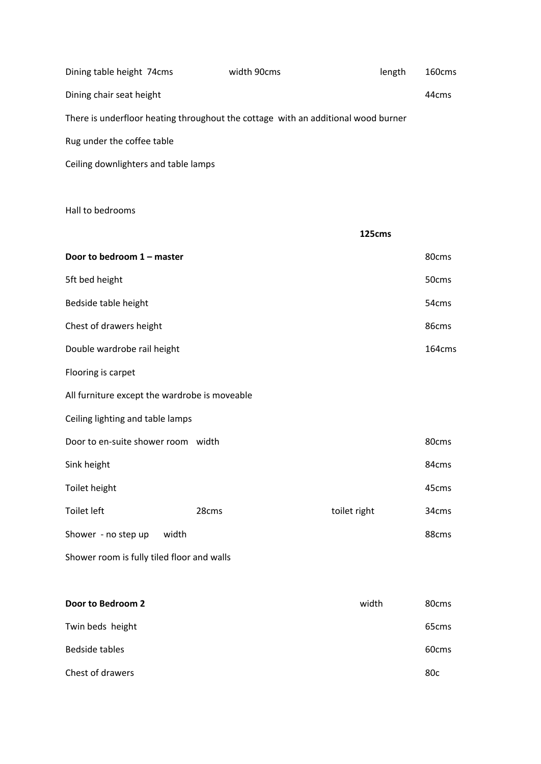| | | | |
|---|---|---|---|
| Dining table height 74cms | width 90cms | length | 160cms |
| Dining chair seat height | | | 44cms |

There is underfloor heating throughout the cottage with an additional wood burner

Rug under the coffee table

Ceiling downlighters and table lamps

Hall to bedrooms

**125cms**

| | | | |
|---|---|---|---|
| **Door to bedroom 1 – master** | | | 80cms |
| 5ft bed height | | | 50cms |
| Bedside table height | | | 54cms |
| Chest of drawers height | | | 86cms |
| Double wardrobe rail height | | | 164cms |

Flooring is carpet

All furniture except the wardrobe is moveable

Ceiling lighting and table lamps

| | | | |
|---|---|---|---|
| Door to en-suite shower room width | | | 80cms |
| Sink height | | | 84cms |
| Toilet height | | | 45cms |
| Toilet left | 28cms | toilet right | 34cms |
| Shower - no step up width | | | 88cms |

Shower room is fully tiled floor and walls

| | | |
|---|---|---|
| **Door to Bedroom 2** | width | 80cms |
| Twin beds height | | 65cms |
| Bedside tables | | 60cms |
| Chest of drawers | | 80c |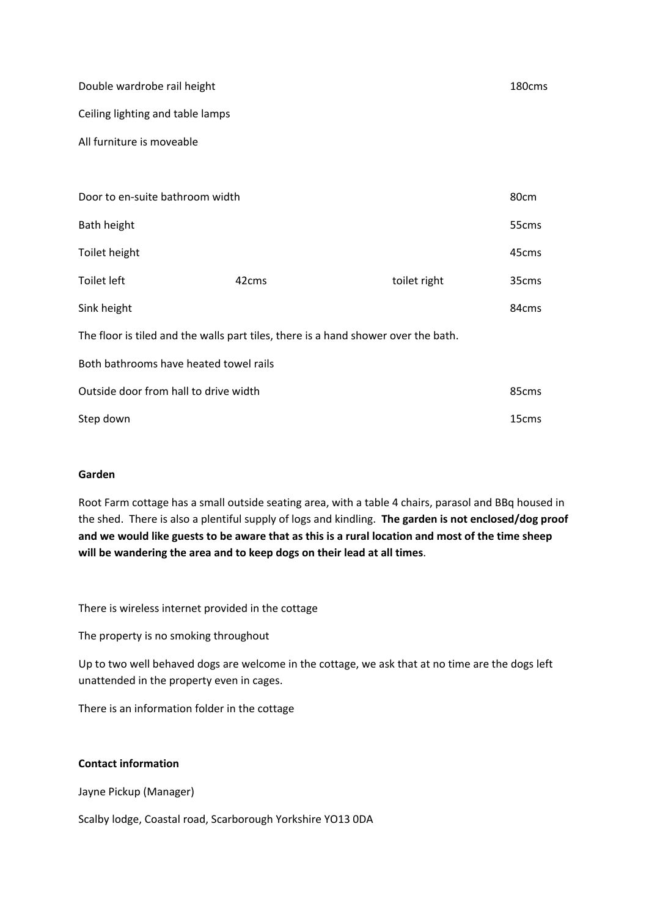| | | | |
|---|---|---|---|
| Double wardrobe rail height | | | 180cms |
| Ceiling lighting and table lamps | | | |
| All furniture is moveable | | | |

| | | | |
|---|---|---|---|
| Door to en-suite bathroom width | | | 80cm |
| Bath height | | | 55cms |
| Toilet height | | | 45cms |
| Toilet left | 42cms | toilet right | 35cms |
| Sink height | | | 84cms |

The floor is tiled and the walls part tiles, there is a hand shower over the bath.

Both bathrooms have heated towel rails

| | |
|---|---|
| Outside door from hall to drive width | 85cms |
| Step down | 15cms |

**Garden**

Root Farm cottage has a small outside seating area, with a table 4 chairs, parasol and BBq housed in the shed. There is also a plentiful supply of logs and kindling. **The garden is not enclosed/dog proof and we would like guests to be aware that as this is a rural location and most of the time sheep will be wandering the area and to keep dogs on their lead at all times**.

There is wireless internet provided in the cottage

The property is no smoking throughout

Up to two well behaved dogs are welcome in the cottage, we ask that at no time are the dogs left unattended in the property even in cages.

There is an information folder in the cottage

**Contact information**

Jayne Pickup (Manager)

Scalby lodge, Coastal road, Scarborough Yorkshire YO13 0DA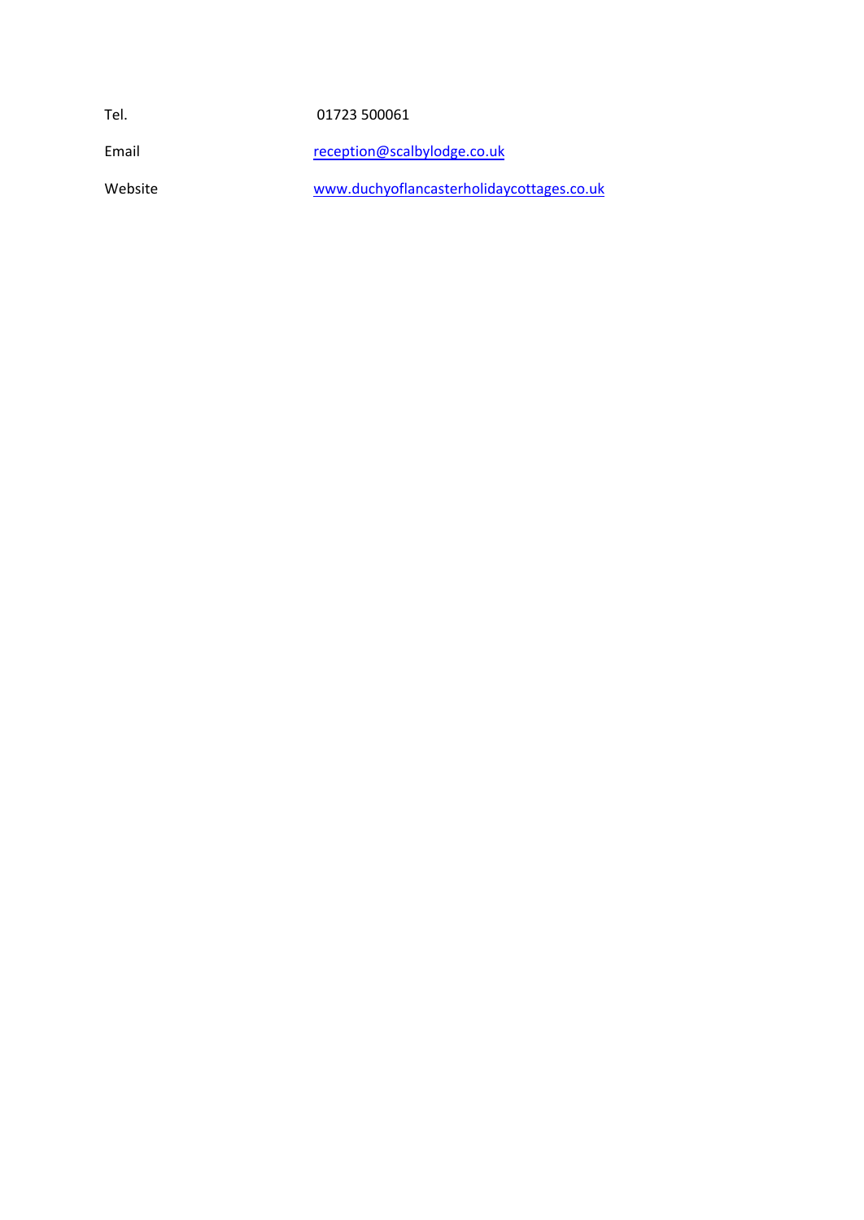| | |
|---|---|
| Tel. | 01723 500061 |
| Email | reception@scalbylodge.co.uk |
| Website | www.duchyoflancasterholidaycottages.co.uk |